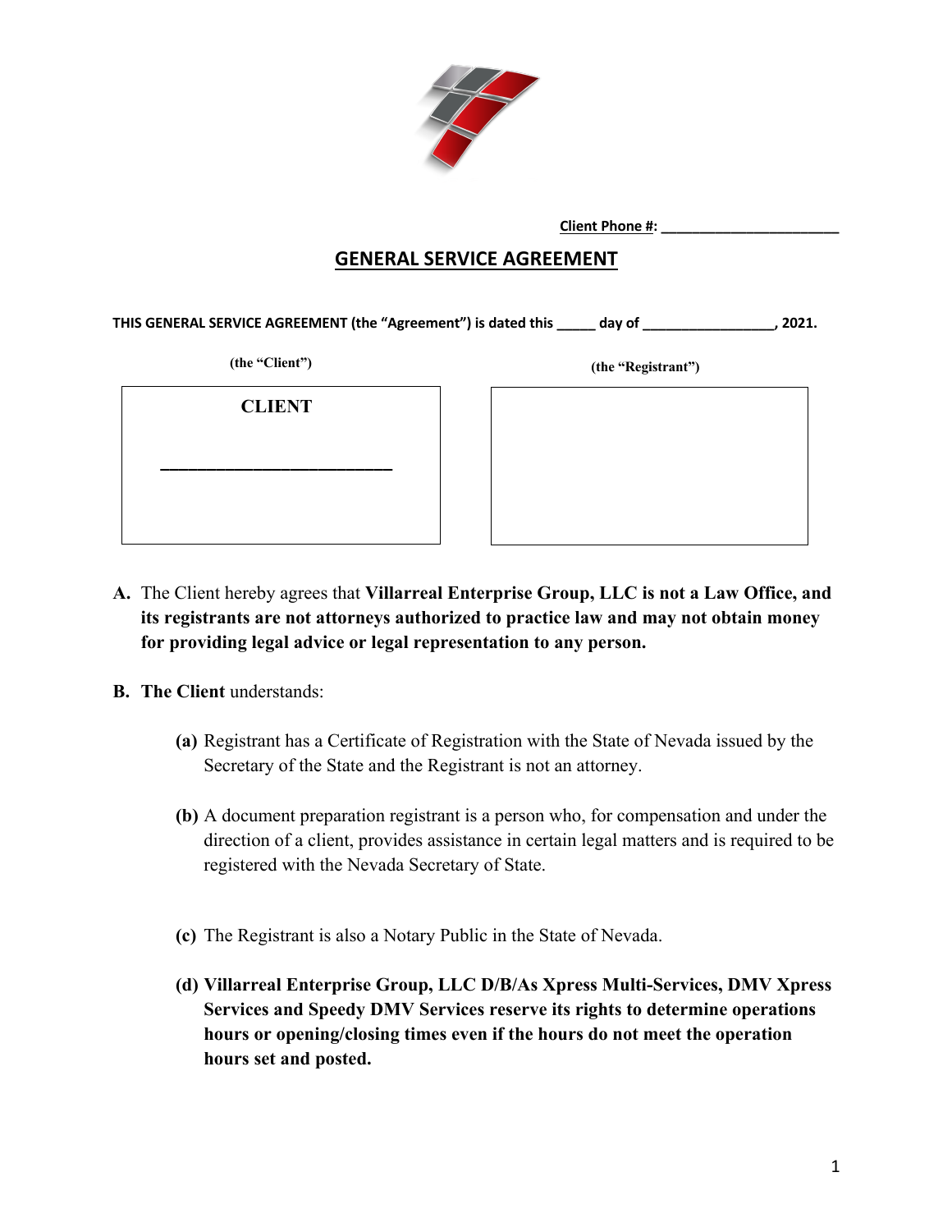**Client Phone #: ______________________**

# GENERAL SERVICE AGREEMENT

**THIS GENERAL SERVICE AGREEMENT (the "Agreement") is dated this _____ day of ________________, 2021.**

| (the "Client") | (the "Registrant") |
|---|---|
| **CLIENT**<br><br>__________________________ | |

**A.** The Client hereby agrees that **Villarreal Enterprise Group, LLC is not a Law Office, and its registrants are not attorneys authorized to practice law and may not obtain money for providing legal advice or legal representation to any person.**

**B. The Client** understands:

**(a)** Registrant has a Certificate of Registration with the State of Nevada issued by the Secretary of the State and the Registrant is not an attorney.

**(b)** A document preparation registrant is a person who, for compensation and under the direction of a client, provides assistance in certain legal matters and is required to be registered with the Nevada Secretary of State.

**(c)** The Registrant is also a Notary Public in the State of Nevada.

**(d) Villarreal Enterprise Group, LLC D/B/As Xpress Multi-Services, DMV Xpress Services and Speedy DMV Services reserve its rights to determine operations hours or opening/closing times even if the hours do not meet the operation hours set and posted.**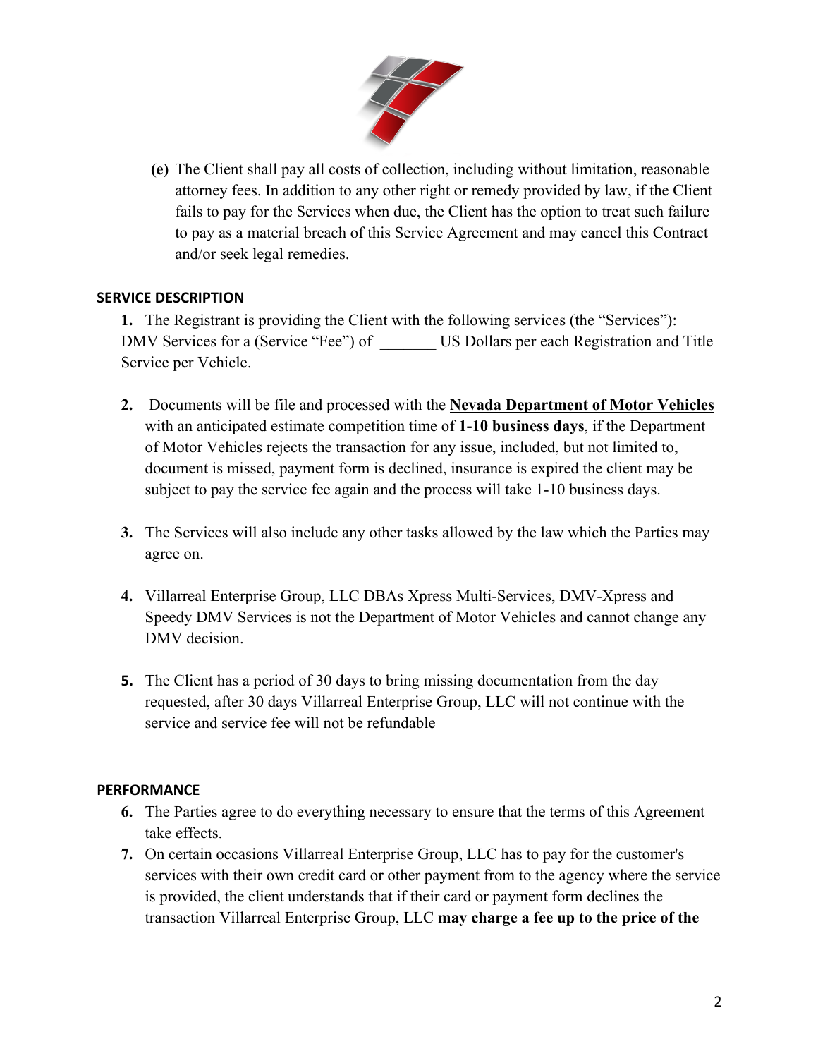**(e)** The Client shall pay all costs of collection, including without limitation, reasonable attorney fees. In addition to any other right or remedy provided by law, if the Client fails to pay for the Services when due, the Client has the option to treat such failure to pay as a material breach of this Service Agreement and may cancel this Contract and/or seek legal remedies.

## SERVICE DESCRIPTION

1. The Registrant is providing the Client with the following services (the "Services"): DMV Services for a (Service "Fee") of _______ US Dollars per each Registration and Title Service per Vehicle.

2. Documents will be file and processed with the **Nevada Department of Motor Vehicles** with an anticipated estimate competition time of **1-10 business days**, if the Department of Motor Vehicles rejects the transaction for any issue, included, but not limited to, document is missed, payment form is declined, insurance is expired the client may be subject to pay the service fee again and the process will take 1-10 business days.

3. The Services will also include any other tasks allowed by the law which the Parties may agree on.

4. Villarreal Enterprise Group, LLC DBAs Xpress Multi-Services, DMV-Xpress and Speedy DMV Services is not the Department of Motor Vehicles and cannot change any DMV decision.

5. The Client has a period of 30 days to bring missing documentation from the day requested, after 30 days Villarreal Enterprise Group, LLC will not continue with the service and service fee will not be refundable

## PERFORMANCE

6. The Parties agree to do everything necessary to ensure that the terms of this Agreement take effects.
7. On certain occasions Villarreal Enterprise Group, LLC has to pay for the customer's services with their own credit card or other payment from to the agency where the service is provided, the client understands that if their card or payment form declines the transaction Villarreal Enterprise Group, LLC **may charge a fee up to the price of the**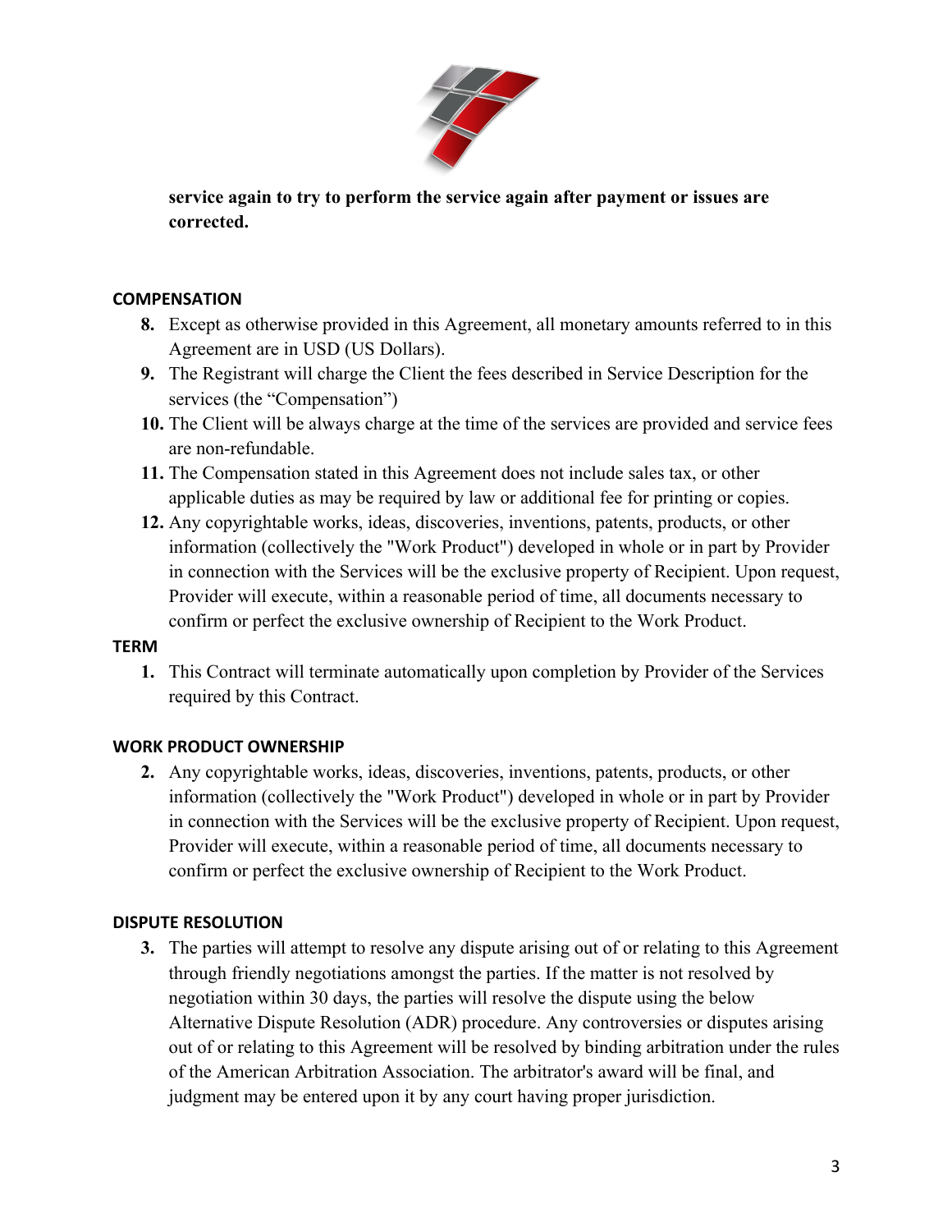**service again to try to perform the service again after payment or issues are corrected.**

## COMPENSATION

8. Except as otherwise provided in this Agreement, all monetary amounts referred to in this Agreement are in USD (US Dollars).
9. The Registrant will charge the Client the fees described in Service Description for the services (the "Compensation")
10. The Client will be always charge at the time of the services are provided and service fees are non-refundable.
11. The Compensation stated in this Agreement does not include sales tax, or other applicable duties as may be required by law or additional fee for printing or copies.
12. Any copyrightable works, ideas, discoveries, inventions, patents, products, or other information (collectively the "Work Product") developed in whole or in part by Provider in connection with the Services will be the exclusive property of Recipient. Upon request, Provider will execute, within a reasonable period of time, all documents necessary to confirm or perfect the exclusive ownership of Recipient to the Work Product.

## TERM

1. This Contract will terminate automatically upon completion by Provider of the Services required by this Contract.

## WORK PRODUCT OWNERSHIP

2. Any copyrightable works, ideas, discoveries, inventions, patents, products, or other information (collectively the "Work Product") developed in whole or in part by Provider in connection with the Services will be the exclusive property of Recipient. Upon request, Provider will execute, within a reasonable period of time, all documents necessary to confirm or perfect the exclusive ownership of Recipient to the Work Product.

## DISPUTE RESOLUTION

3. The parties will attempt to resolve any dispute arising out of or relating to this Agreement through friendly negotiations amongst the parties. If the matter is not resolved by negotiation within 30 days, the parties will resolve the dispute using the below Alternative Dispute Resolution (ADR) procedure. Any controversies or disputes arising out of or relating to this Agreement will be resolved by binding arbitration under the rules of the American Arbitration Association. The arbitrator's award will be final, and judgment may be entered upon it by any court having proper jurisdiction.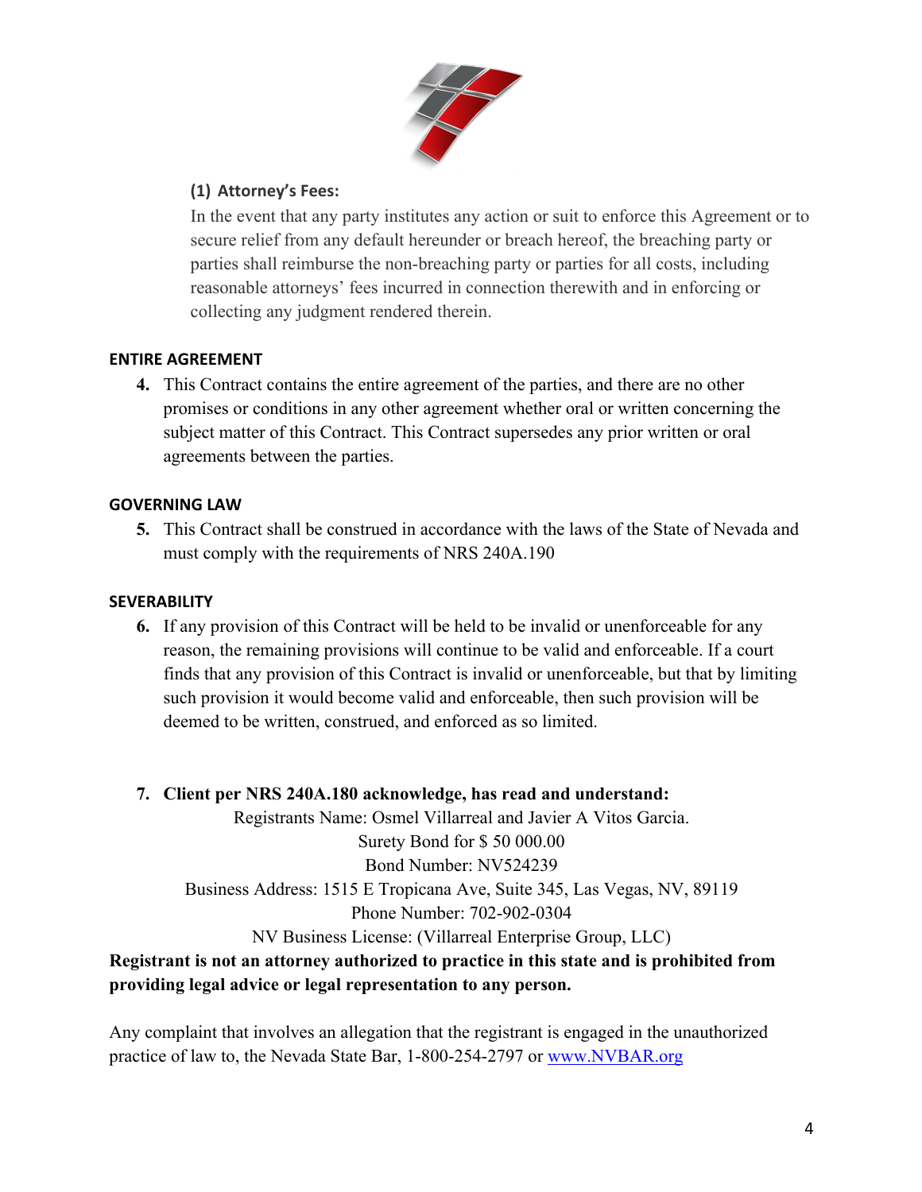### (1) Attorney's Fees:

In the event that any party institutes any action or suit to enforce this Agreement or to secure relief from any default hereunder or breach hereof, the breaching party or parties shall reimburse the non-breaching party or parties for all costs, including reasonable attorneys' fees incurred in connection therewith and in enforcing or collecting any judgment rendered therein.

## ENTIRE AGREEMENT

4. This Contract contains the entire agreement of the parties, and there are no other promises or conditions in any other agreement whether oral or written concerning the subject matter of this Contract. This Contract supersedes any prior written or oral agreements between the parties.

## GOVERNING LAW

5. This Contract shall be construed in accordance with the laws of the State of Nevada and must comply with the requirements of NRS 240A.190

## SEVERABILITY

6. If any provision of this Contract will be held to be invalid or unenforceable for any reason, the remaining provisions will continue to be valid and enforceable. If a court finds that any provision of this Contract is invalid or unenforceable, but that by limiting such provision it would become valid and enforceable, then such provision will be deemed to be written, construed, and enforced as so limited.

7. **Client per NRS 240A.180 acknowledge, has read and understand:**

Registrants Name: Osmel Villarreal and Javier A Vitos Garcia.
Surety Bond for $ 50 000.00
Bond Number: NV524239
Business Address: 1515 E Tropicana Ave, Suite 345, Las Vegas, NV, 89119
Phone Number: 702-902-0304
NV Business License: (Villarreal Enterprise Group, LLC)

**Registrant is not an attorney authorized to practice in this state and is prohibited from providing legal advice or legal representation to any person.**

Any complaint that involves an allegation that the registrant is engaged in the unauthorized practice of law to, the Nevada State Bar, 1-800-254-2797 or www.NVBAR.org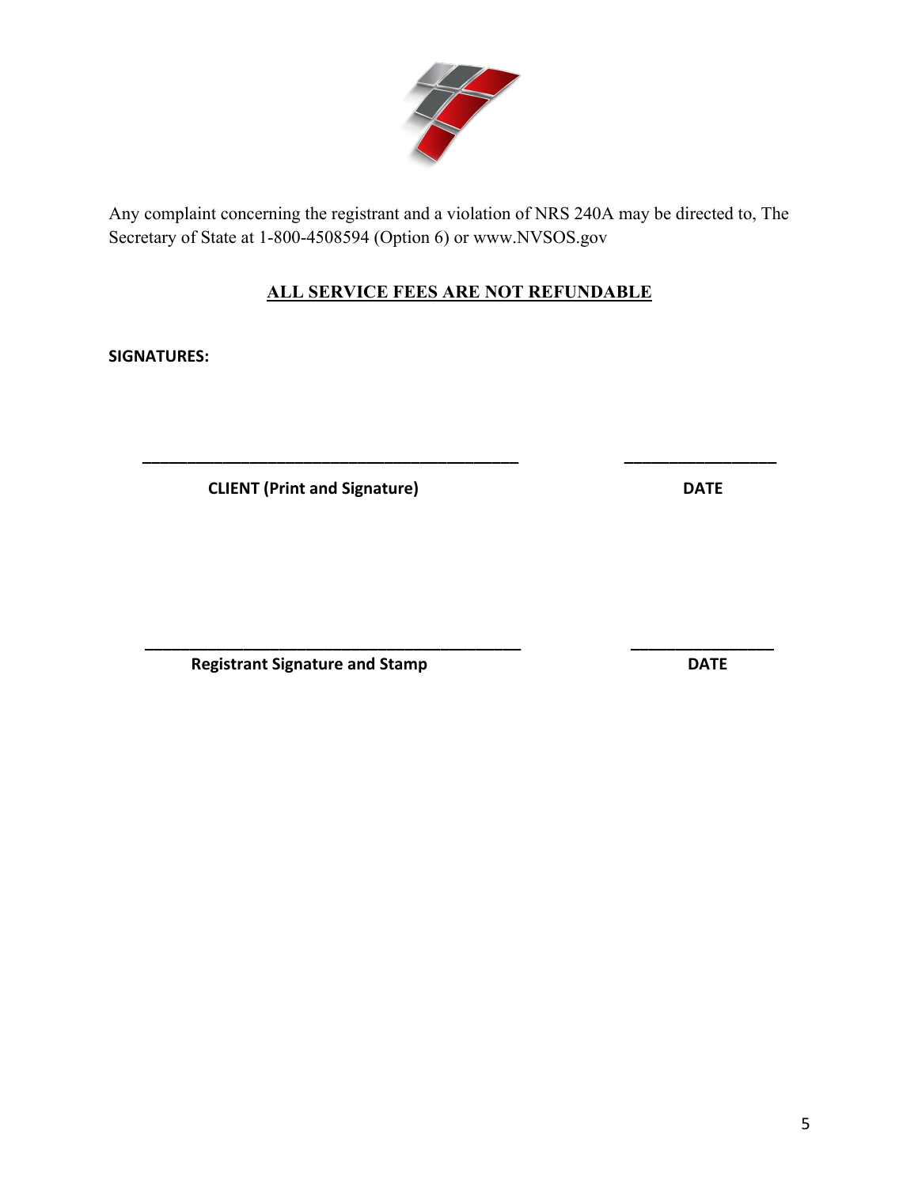Any complaint concerning the registrant and a violation of NRS 240A may be directed to, The Secretary of State at 1-800-4508594 (Option 6) or www.NVSOS.gov

**ALL SERVICE FEES ARE NOT REFUNDABLE**

**SIGNATURES:**

\_\_\_\_\_\_\_\_\_\_\_\_\_\_\_\_\_\_\_\_\_\_\_\_\_\_\_\_\_\_\_\_\_\_\_\_\_\_\_\_ \_\_\_\_\_\_\_\_\_\_\_\_\_\_\_\_\_\_

**CLIENT (Print and Signature)** **DATE**

\_\_\_\_\_\_\_\_\_\_\_\_\_\_\_\_\_\_\_\_\_\_\_\_\_\_\_\_\_\_\_\_\_\_\_\_\_\_\_\_ \_\_\_\_\_\_\_\_\_\_\_\_\_\_\_\_\_\_

**Registrant Signature and Stamp** **DATE**